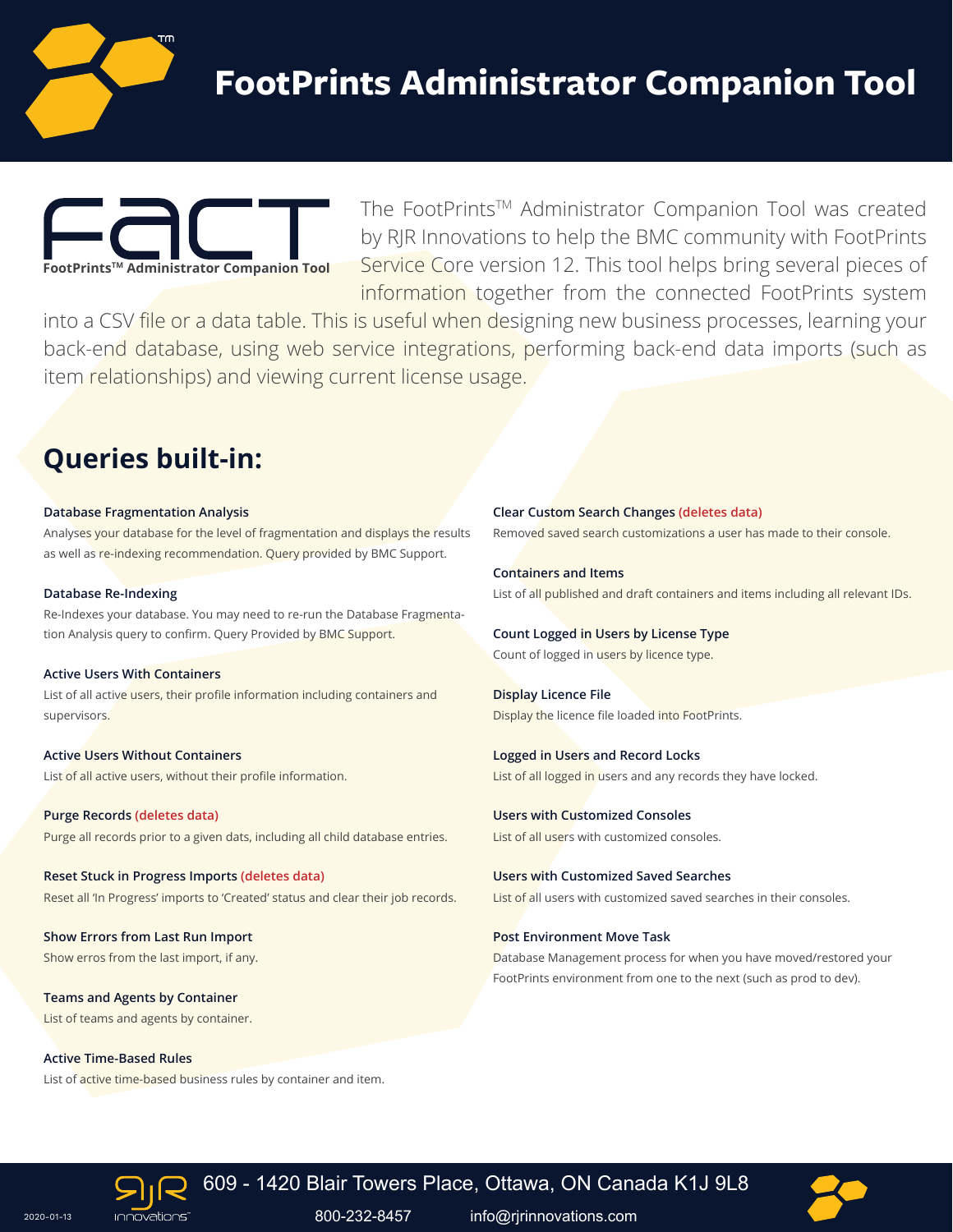# FootPrints Administrator Companion Tool

FACT
FootPrints™ Administrator Companion Tool

The FootPrints™ Administrator Companion Tool was created by RJR Innovations to help the BMC community with FootPrints Service Core version 12. This tool helps bring several pieces of information together from the connected FootPrints system into a CSV file or a data table. This is useful when designing new business processes, learning your back-end database, using web service integrations, performing back-end data imports (such as item relationships) and viewing current license usage.

## Queries built-in:

**Database Fragmentation Analysis**
Analyses your database for the level of fragmentation and displays the results as well as re-indexing recommendation. Query provided by BMC Support.

**Database Re-Indexing**
Re-Indexes your database. You may need to re-run the Database Fragmentation Analysis query to confirm. Query Provided by BMC Support.

**Active Users With Containers**
List of all active users, their profile information including containers and supervisors.

**Active Users Without Containers**
List of all active users, without their profile information.

**Purge Records (deletes data)**
Purge all records prior to a given dats, including all child database entries.

**Reset Stuck in Progress Imports (deletes data)**
Reset all 'In Progress' imports to 'Created' status and clear their job records.

**Show Errors from Last Run Import**
Show erros from the last import, if any.

**Teams and Agents by Container**
List of teams and agents by container.

**Active Time-Based Rules**
List of active time-based business rules by container and item.

**Clear Custom Search Changes (deletes data)**
Removed saved search customizations a user has made to their console.

**Containers and Items**
List of all published and draft containers and items including all relevant IDs.

**Count Logged in Users by License Type**
Count of logged in users by licence type.

**Display Licence File**
Display the licence file loaded into FootPrints.

**Logged in Users and Record Locks**
List of all logged in users and any records they have locked.

**Users with Customized Consoles**
List of all users with customized consoles.

**Users with Customized Saved Searches**
List of all users with customized saved searches in their consoles.

**Post Environment Move Task**
Database Management process for when you have moved/restored your FootPrints environment from one to the next (such as prod to dev).

RJR innovations™
609 - 1420 Blair Towers Place, Ottawa, ON Canada K1J 9L8
800-232-8457 info@rjrinnovations.com

2020-01-13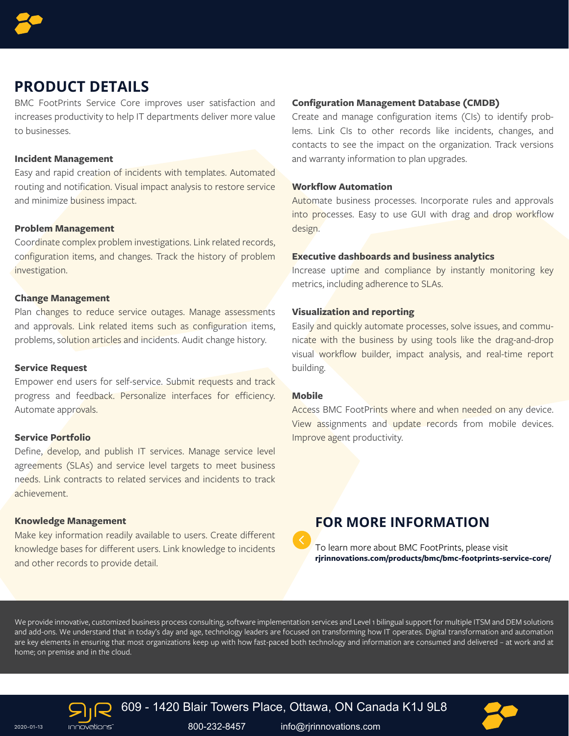## PRODUCT DETAILS

BMC FootPrints Service Core improves user satisfaction and increases productivity to help IT departments deliver more value to businesses.

**Incident Management**

Easy and rapid creation of incidents with templates. Automated routing and notification. Visual impact analysis to restore service and minimize business impact.

**Problem Management**

Coordinate complex problem investigations. Link related records, configuration items, and changes. Track the history of problem investigation.

**Change Management**

Plan changes to reduce service outages. Manage assessments and approvals. Link related items such as configuration items, problems, solution articles and incidents. Audit change history.

**Service Request**

Empower end users for self-service. Submit requests and track progress and feedback. Personalize interfaces for efficiency. Automate approvals.

**Service Portfolio**

Define, develop, and publish IT services. Manage service level agreements (SLAs) and service level targets to meet business needs. Link contracts to related services and incidents to track achievement.

**Knowledge Management**

Make key information readily available to users. Create different knowledge bases for different users. Link knowledge to incidents and other records to provide detail.

**Configuration Management Database (CMDB)**

Create and manage configuration items (CIs) to identify problems. Link CIs to other records like incidents, changes, and contacts to see the impact on the organization. Track versions and warranty information to plan upgrades.

**Workflow Automation**

Automate business processes. Incorporate rules and approvals into processes. Easy to use GUI with drag and drop workflow design.

**Executive dashboards and business analytics**

Increase uptime and compliance by instantly monitoring key metrics, including adherence to SLAs.

**Visualization and reporting**

Easily and quickly automate processes, solve issues, and communicate with the business by using tools like the drag-and-drop visual workflow builder, impact analysis, and real-time report building.

**Mobile**

Access BMC FootPrints where and when needed on any device. View assignments and update records from mobile devices. Improve agent productivity.

## FOR MORE INFORMATION

To learn more about BMC FootPrints, please visit **rjrinnovations.com/products/bmc/bmc-footprints-service-core/**

We provide innovative, customized business process consulting, software implementation services and Level 1 bilingual support for multiple ITSM and DEM solutions and add-ons. We understand that in today's day and age, technology leaders are focused on transforming how IT operates. Digital transformation and automation are key elements in ensuring that most organizations keep up with how fast-paced both technology and information are consumed and delivered – at work and at home; on premise and in the cloud.

609 - 1420 Blair Towers Place, Ottawa, ON Canada K1J 9L8

800-232-8457 info@rjrinnovations.com

2020-01-13